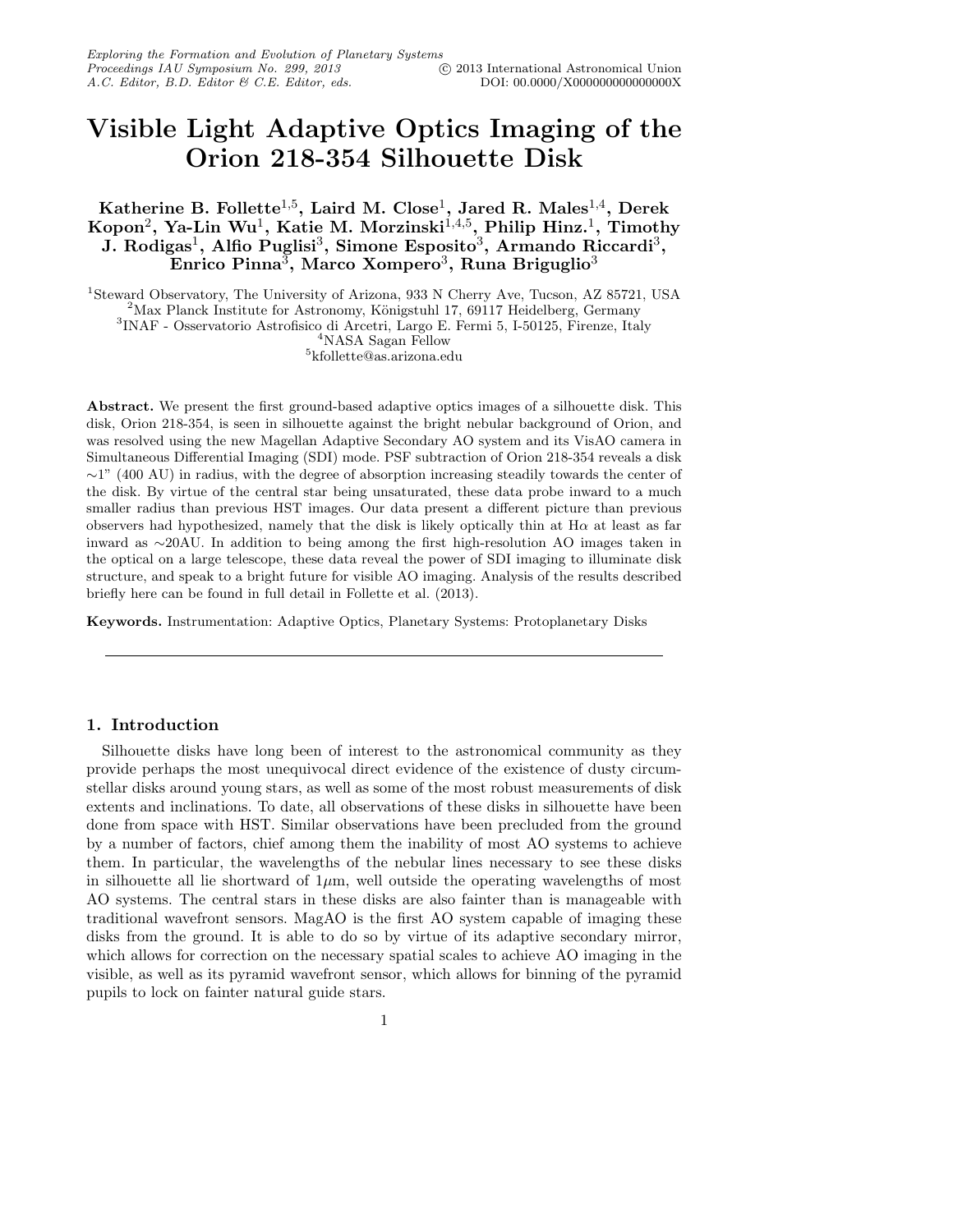# Visible Light Adaptive Optics Imaging of the Orion 218-354 Silhouette Disk

**Katherine B. Follette[1,5], Laird M. Close[1], Jared R. Males[1,4], Derek Kopon[2], Ya-Lin Wu[1], Katie M. Morzinski[1,4,5], Philip Hinz.[1], Timothy J. Rodigas[1], Alfio Puglisi[3], Simone Esposito[3], Armando Riccardi[3], Enrico Pinna[3], Marco Xompero[3], Runa Briguglio[3]**

[1]Steward Observatory, The University of Arizona, 933 N Cherry Ave, Tucson, AZ 85721, USA
[2]Max Planck Institute for Astronomy, Königstuhl 17, 69117 Heidelberg, Germany
[3]INAF - Osservatorio Astrofisico di Arcetri, Largo E. Fermi 5, I-50125, Firenze, Italy
[4]NASA Sagan Fellow
[5]kfollette@as.arizona.edu

**Abstract.** We present the first ground-based adaptive optics images of a silhouette disk. This disk, Orion 218-354, is seen in silhouette against the bright nebular background of Orion, and was resolved using the new Magellan Adaptive Secondary AO system and its VisAO camera in Simultaneous Differential Imaging (SDI) mode. PSF subtraction of Orion 218-354 reveals a disk $\sim$1" (400 AU) in radius, with the degree of absorption increasing steadily towards the center of the disk. By virtue of the central star being unsaturated, these data probe inward to a much smaller radius than previous HST images. Our data present a different picture than previous observers had hypothesized, namely that the disk is likely optically thin at H$\alpha$ at least as far inward as $\sim$20AU. In addition to being among the first high-resolution AO images taken in the optical on a large telescope, these data reveal the power of SDI imaging to illuminate disk structure, and speak to a bright future for visible AO imaging. Analysis of the results described briefly here can be found in full detail in Follette et al. (2013).

**Keywords.** Instrumentation: Adaptive Optics, Planetary Systems: Protoplanetary Disks

---

## 1. Introduction

Silhouette disks have long been of interest to the astronomical community as they provide perhaps the most unequivocal direct evidence of the existence of dusty circumstellar disks around young stars, as well as some of the most robust measurements of disk extents and inclinations. To date, all observations of these disks in silhouette have been done from space with HST. Similar observations have been precluded from the ground by a number of factors, chief among them the inability of most AO systems to achieve them. In particular, the wavelengths of the nebular lines necessary to see these disks in silhouette all lie shortward of 1$\mu$m, well outside the operating wavelengths of most AO systems. The central stars in these disks are also fainter than is manageable with traditional wavefront sensors. MagAO is the first AO system capable of imaging these disks from the ground. It is able to do so by virtue of its adaptive secondary mirror, which allows for correction on the necessary spatial scales to achieve AO imaging in the visible, as well as its pyramid wavefront sensor, which allows for binning of the pyramid pupils to lock on fainter natural guide stars.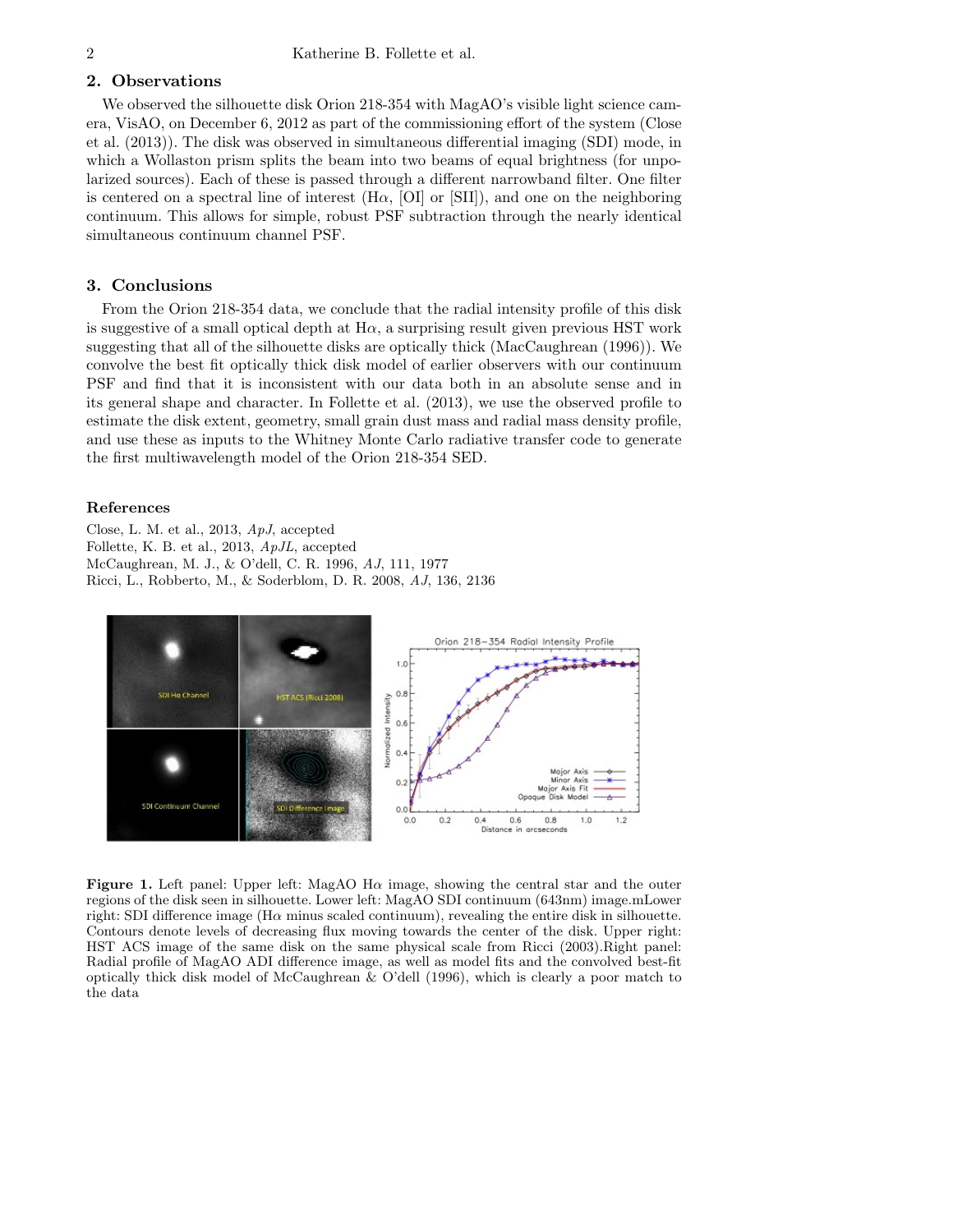## 2. Observations

We observed the silhouette disk Orion 218-354 with MagAO's visible light science camera, VisAO, on December 6, 2012 as part of the commissioning effort of the system (Close et al. (2013)). The disk was observed in simultaneous differential imaging (SDI) mode, in which a Wollaston prism splits the beam into two beams of equal brightness (for unpolarized sources). Each of these is passed through a different narrowband filter. One filter is centered on a spectral line of interest (H$\alpha$, [OI] or [SII]), and one on the neighboring continuum. This allows for simple, robust PSF subtraction through the nearly identical simultaneous continuum channel PSF.

## 3. Conclusions

From the Orion 218-354 data, we conclude that the radial intensity profile of this disk is suggestive of a small optical depth at H$\alpha$, a surprising result given previous HST work suggesting that all of the silhouette disks are optically thick (MacCaughrean (1996)). We convolve the best fit optically thick disk model of earlier observers with our continuum PSF and find that it is inconsistent with our data both in an absolute sense and in its general shape and character. In Follette et al. (2013), we use the observed profile to estimate the disk extent, geometry, small grain dust mass and radial mass density profile, and use these as inputs to the Whitney Monte Carlo radiative transfer code to generate the first multiwavelength model of the Orion 218-354 SED.

### References

Close, L. M. et al., 2013, *ApJ*, accepted
Follette, K. B. et al., 2013, *ApJL*, accepted
McCaughrean, M. J., & O'dell, C. R. 1996, *AJ*, 111, 1977
Ricci, L., Robberto, M., & Soderblom, D. R. 2008, *AJ*, 136, 2136

SDI Hα Channel
HST ACS (Ricci 2008)
SDI Continuum Channel
SDI Difference Image

Orion 218−354 Radial Intensity Profile
Normalized Intensity
1.0
0.8
0.6
0.4
0.2
0.0
0.0 0.2 0.4 0.6 0.8 1.0 1.2
Distance in arcseconds
Major Axis
Minor Axis
Major Axis Fit
Opaque Disk Model

**Figure 1.** Left panel: Upper left: MagAO H$\alpha$ image, showing the central star and the outer regions of the disk seen in silhouette. Lower left: MagAO SDI continuum (643nm) image.mLower right: SDI difference image (H$\alpha$ minus scaled continuum), revealing the entire disk in silhouette. Contours denote levels of decreasing flux moving towards the center of the disk. Upper right: HST ACS image of the same physical scale from Ricci (2003).Right panel: Radial profile of MagAO ADI difference image, as well as model fits and the convolved best-fit optically thick disk model of McCaughrean & O'dell (1996), which is clearly a poor match to the data